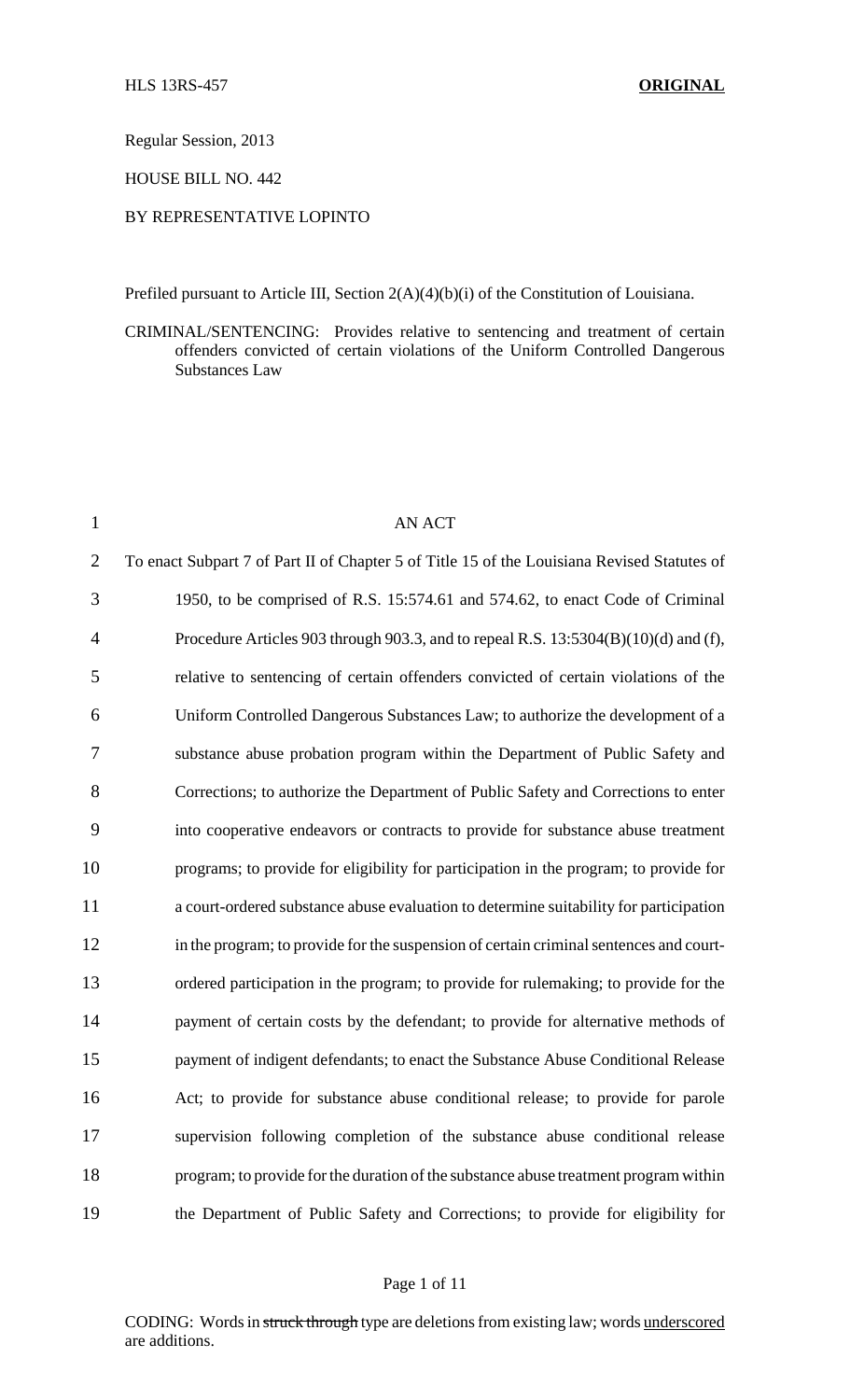Regular Session, 2013

HOUSE BILL NO. 442

BY REPRESENTATIVE LOPINTO

Prefiled pursuant to Article III, Section 2(A)(4)(b)(i) of the Constitution of Louisiana.

CRIMINAL/SENTENCING: Provides relative to sentencing and treatment of certain offenders convicted of certain violations of the Uniform Controlled Dangerous Substances Law

AN ACT

To enact Subpart 7 of Part II of Chapter 5 of Title 15 of the Louisiana Revised Statutes of 1950, to be comprised of R.S. 15:574.61 and 574.62, to enact Code of Criminal Procedure Articles 903 through 903.3, and to repeal R.S. 13:5304(B)(10)(d) and (f), relative to sentencing of certain offenders convicted of certain violations of the Uniform Controlled Dangerous Substances Law; to authorize the development of a substance abuse probation program within the Department of Public Safety and Corrections; to authorize the Department of Public Safety and Corrections to enter into cooperative endeavors or contracts to provide for substance abuse treatment programs; to provide for eligibility for participation in the program; to provide for a court-ordered substance abuse evaluation to determine suitability for participation in the program; to provide for the suspension of certain criminal sentences and court-ordered participation in the program; to provide for rulemaking; to provide for the payment of certain costs by the defendant; to provide for alternative methods of payment of indigent defendants; to enact the Substance Abuse Conditional Release Act; to provide for substance abuse conditional release; to provide for parole supervision following completion of the substance abuse conditional release program; to provide for the duration of the substance abuse treatment program within the Department of Public Safety and Corrections; to provide for eligibility for

CODING: Words in ~~struck through~~ type are deletions from existing law; words underscored are additions.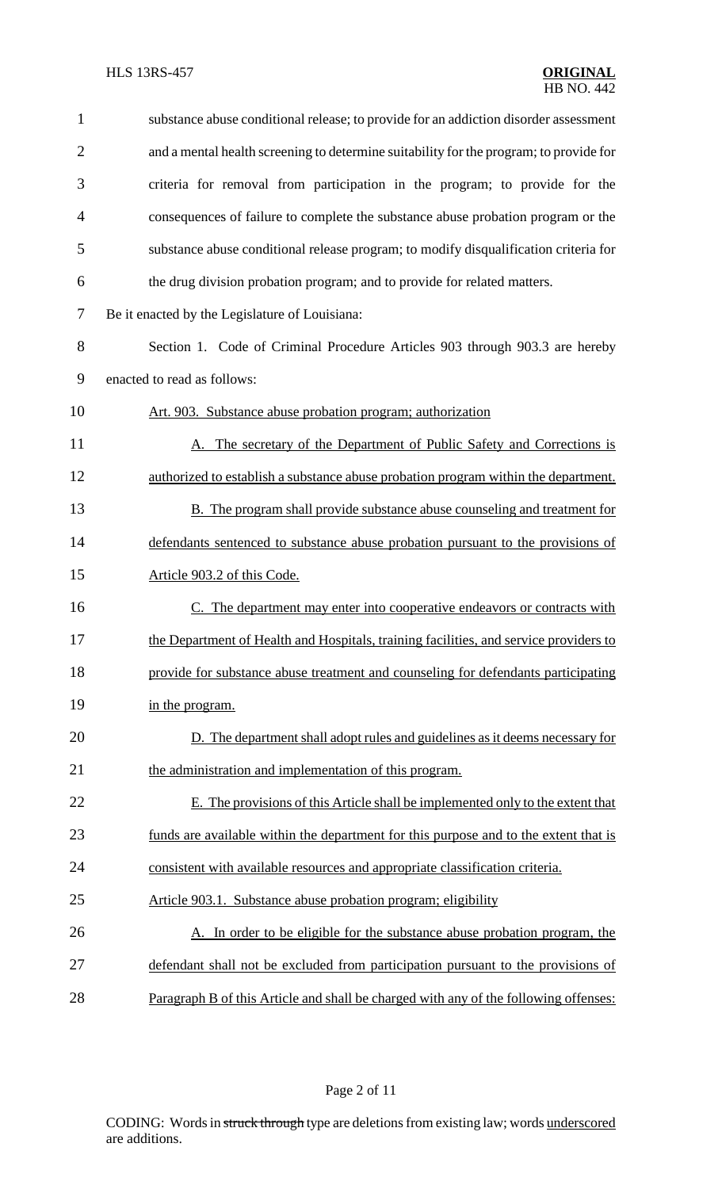substance abuse conditional release; to provide for an addiction disorder assessment and a mental health screening to determine suitability for the program; to provide for criteria for removal from participation in the program; to provide for the consequences of failure to complete the substance abuse probation program or the substance abuse conditional release program; to modify disqualification criteria for the drug division probation program; and to provide for related matters.

Be it enacted by the Legislature of Louisiana:

Section 1. Code of Criminal Procedure Articles 903 through 903.3 are hereby enacted to read as follows:

Art. 903. Substance abuse probation program; authorization

A. The secretary of the Department of Public Safety and Corrections is authorized to establish a substance abuse probation program within the department.

B. The program shall provide substance abuse counseling and treatment for defendants sentenced to substance abuse probation pursuant to the provisions of Article 903.2 of this Code.

C. The department may enter into cooperative endeavors or contracts with the Department of Health and Hospitals, training facilities, and service providers to provide for substance abuse treatment and counseling for defendants participating in the program.

D. The department shall adopt rules and guidelines as it deems necessary for the administration and implementation of this program.

E. The provisions of this Article shall be implemented only to the extent that funds are available within the department for this purpose and to the extent that is consistent with available resources and appropriate classification criteria.

Article 903.1. Substance abuse probation program; eligibility

A. In order to be eligible for the substance abuse probation program, the defendant shall not be excluded from participation pursuant to the provisions of Paragraph B of this Article and shall be charged with any of the following offenses: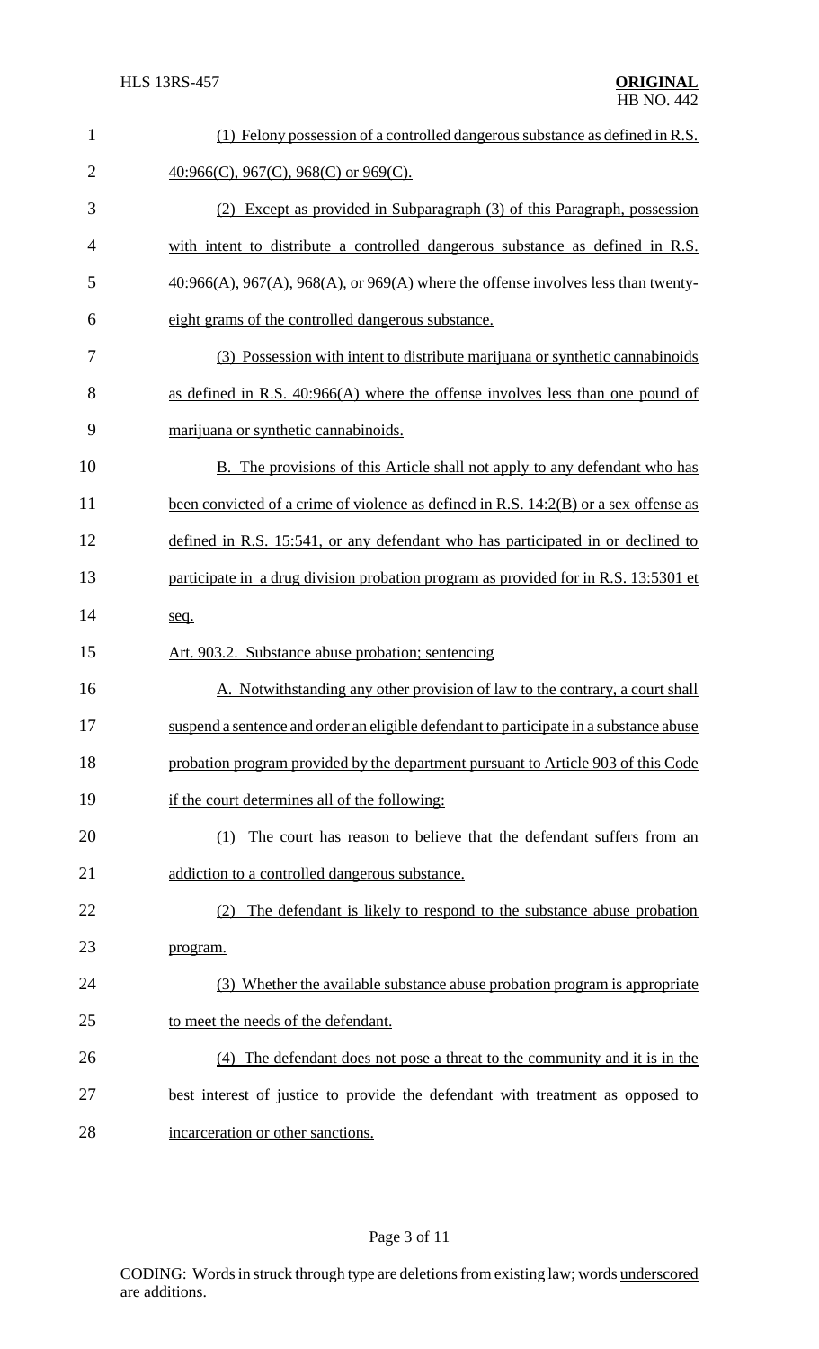(1) Felony possession of a controlled dangerous substance as defined in R.S. 40:966(C), 967(C), 968(C) or 969(C).

(2) Except as provided in Subparagraph (3) of this Paragraph, possession with intent to distribute a controlled dangerous substance as defined in R.S. 40:966(A), 967(A), 968(A), or 969(A) where the offense involves less than twenty-eight grams of the controlled dangerous substance.

(3) Possession with intent to distribute marijuana or synthetic cannabinoids as defined in R.S. 40:966(A) where the offense involves less than one pound of marijuana or synthetic cannabinoids.

B. The provisions of this Article shall not apply to any defendant who has been convicted of a crime of violence as defined in R.S. 14:2(B) or a sex offense as defined in R.S. 15:541, or any defendant who has participated in or declined to participate in a drug division probation program as provided for in R.S. 13:5301 et seq.

Art. 903.2. Substance abuse probation; sentencing

A. Notwithstanding any other provision of law to the contrary, a court shall suspend a sentence and order an eligible defendant to participate in a substance abuse probation program provided by the department pursuant to Article 903 of this Code if the court determines all of the following:

(1) The court has reason to believe that the defendant suffers from an addiction to a controlled dangerous substance.

(2) The defendant is likely to respond to the substance abuse probation program.

(3) Whether the available substance abuse probation program is appropriate to meet the needs of the defendant.

(4) The defendant does not pose a threat to the community and it is in the best interest of justice to provide the defendant with treatment as opposed to incarceration or other sanctions.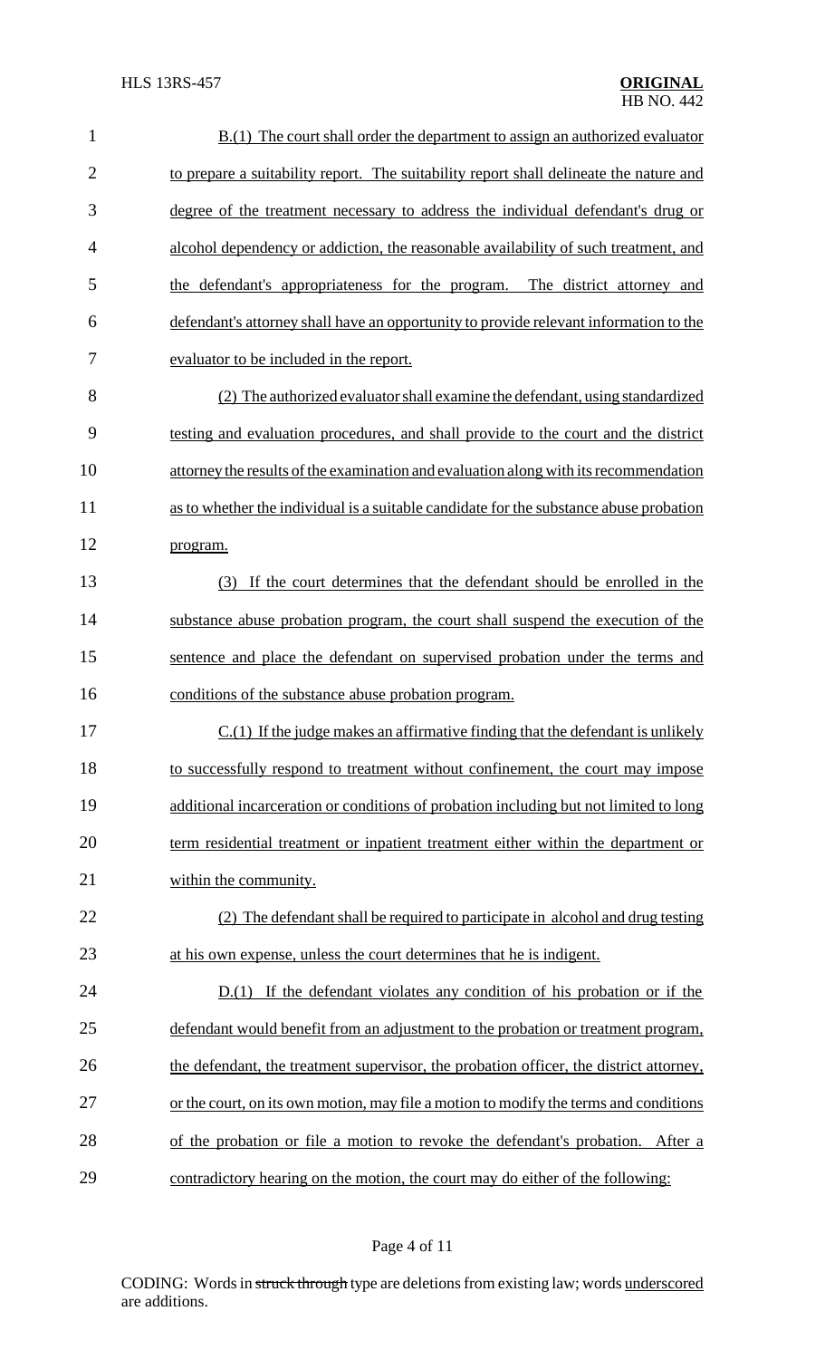B.(1) The court shall order the department to assign an authorized evaluator to prepare a suitability report. The suitability report shall delineate the nature and degree of the treatment necessary to address the individual defendant's drug or alcohol dependency or addiction, the reasonable availability of such treatment, and the defendant's appropriateness for the program. The district attorney and defendant's attorney shall have an opportunity to provide relevant information to the evaluator to be included in the report.

(2) The authorized evaluator shall examine the defendant, using standardized testing and evaluation procedures, and shall provide to the court and the district attorney the results of the examination and evaluation along with its recommendation as to whether the individual is a suitable candidate for the substance abuse probation program.

(3) If the court determines that the defendant should be enrolled in the substance abuse probation program, the court shall suspend the execution of the sentence and place the defendant on supervised probation under the terms and conditions of the substance abuse probation program.

C.(1) If the judge makes an affirmative finding that the defendant is unlikely to successfully respond to treatment without confinement, the court may impose additional incarceration or conditions of probation including but not limited to long term residential treatment or inpatient treatment either within the department or within the community.

(2) The defendant shall be required to participate in alcohol and drug testing at his own expense, unless the court determines that he is indigent.

D.(1) If the defendant violates any condition of his probation or if the defendant would benefit from an adjustment to the probation or treatment program, the defendant, the treatment supervisor, the probation officer, the district attorney, or the court, on its own motion, may file a motion to modify the terms and conditions of the probation or file a motion to revoke the defendant's probation. After a contradictory hearing on the motion, the court may do either of the following: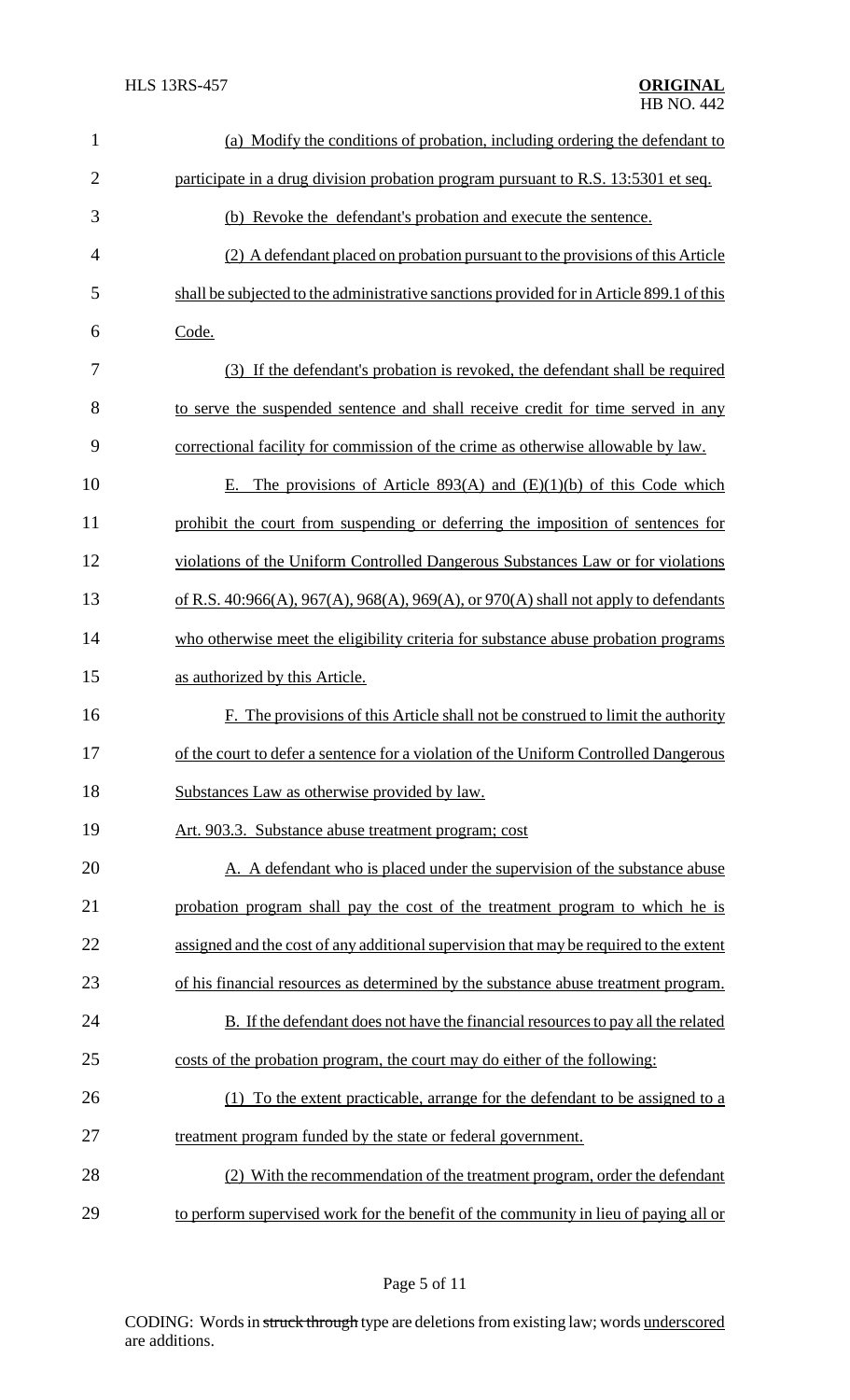(a) Modify the conditions of probation, including ordering the defendant to participate in a drug division probation program pursuant to R.S. 13:5301 et seq.

(b) Revoke the defendant's probation and execute the sentence.

(2) A defendant placed on probation pursuant to the provisions of this Article shall be subjected to the administrative sanctions provided for in Article 899.1 of this Code.

(3) If the defendant's probation is revoked, the defendant shall be required to serve the suspended sentence and shall receive credit for time served in any correctional facility for commission of the crime as otherwise allowable by law.

E. The provisions of Article 893(A) and (E)(1)(b) of this Code which prohibit the court from suspending or deferring the imposition of sentences for violations of the Uniform Controlled Dangerous Substances Law or for violations of R.S. 40:966(A), 967(A), 968(A), 969(A), or 970(A) shall not apply to defendants who otherwise meet the eligibility criteria for substance abuse probation programs as authorized by this Article.

F. The provisions of this Article shall not be construed to limit the authority of the court to defer a sentence for a violation of the Uniform Controlled Dangerous Substances Law as otherwise provided by law.

Art. 903.3. Substance abuse treatment program; cost

A. A defendant who is placed under the supervision of the substance abuse probation program shall pay the cost of the treatment program to which he is assigned and the cost of any additional supervision that may be required to the extent of his financial resources as determined by the substance abuse treatment program.

B. If the defendant does not have the financial resources to pay all the related costs of the probation program, the court may do either of the following:

(1) To the extent practicable, arrange for the defendant to be assigned to a treatment program funded by the state or federal government.

(2) With the recommendation of the treatment program, order the defendant to perform supervised work for the benefit of the community in lieu of paying all or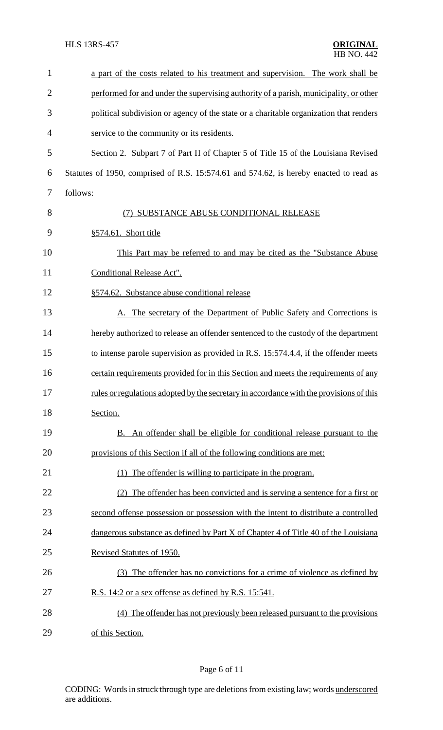a part of the costs related to his treatment and supervision. The work shall be performed for and under the supervising authority of a parish, municipality, or other political subdivision or agency of the state or a charitable organization that renders service to the community or its residents.

Section 2. Subpart 7 of Part II of Chapter 5 of Title 15 of the Louisiana Revised Statutes of 1950, comprised of R.S. 15:574.61 and 574.62, is hereby enacted to read as follows:

(7) SUBSTANCE ABUSE CONDITIONAL RELEASE

§574.61. Short title

This Part may be referred to and may be cited as the "Substance Abuse Conditional Release Act".

§574.62. Substance abuse conditional release

A. The secretary of the Department of Public Safety and Corrections is hereby authorized to release an offender sentenced to the custody of the department to intense parole supervision as provided in R.S. 15:574.4.4, if the offender meets certain requirements provided for in this Section and meets the requirements of any rules or regulations adopted by the secretary in accordance with the provisions of this Section.

B. An offender shall be eligible for conditional release pursuant to the provisions of this Section if all of the following conditions are met:

(1) The offender is willing to participate in the program.

(2) The offender has been convicted and is serving a sentence for a first or second offense possession or possession with the intent to distribute a controlled dangerous substance as defined by Part X of Chapter 4 of Title 40 of the Louisiana Revised Statutes of 1950.

(3) The offender has no convictions for a crime of violence as defined by R.S. 14:2 or a sex offense as defined by R.S. 15:541.

(4) The offender has not previously been released pursuant to the provisions of this Section.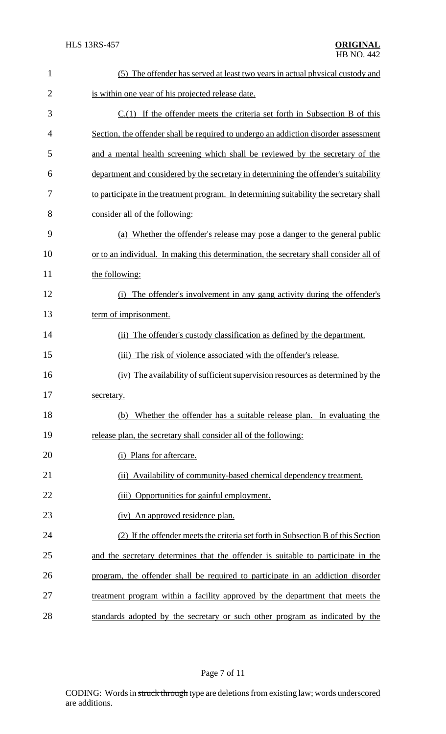(5) The offender has served at least two years in actual physical custody and is within one year of his projected release date.

C.(1) If the offender meets the criteria set forth in Subsection B of this Section, the offender shall be required to undergo an addiction disorder assessment and a mental health screening which shall be reviewed by the secretary of the department and considered by the secretary in determining the offender's suitability to participate in the treatment program. In determining suitability the secretary shall consider all of the following:

(a) Whether the offender's release may pose a danger to the general public or to an individual. In making this determination, the secretary shall consider all of the following:

(i) The offender's involvement in any gang activity during the offender's term of imprisonment.

(ii) The offender's custody classification as defined by the department.

(iii) The risk of violence associated with the offender's release.

(iv) The availability of sufficient supervision resources as determined by the secretary.

(b) Whether the offender has a suitable release plan. In evaluating the release plan, the secretary shall consider all of the following:

(i) Plans for aftercare.

(ii) Availability of community-based chemical dependency treatment.

(iii) Opportunities for gainful employment.

(iv) An approved residence plan.

(2) If the offender meets the criteria set forth in Subsection B of this Section and the secretary determines that the offender is suitable to participate in the program, the offender shall be required to participate in an addiction disorder treatment program within a facility approved by the department that meets the standards adopted by the secretary or such other program as indicated by the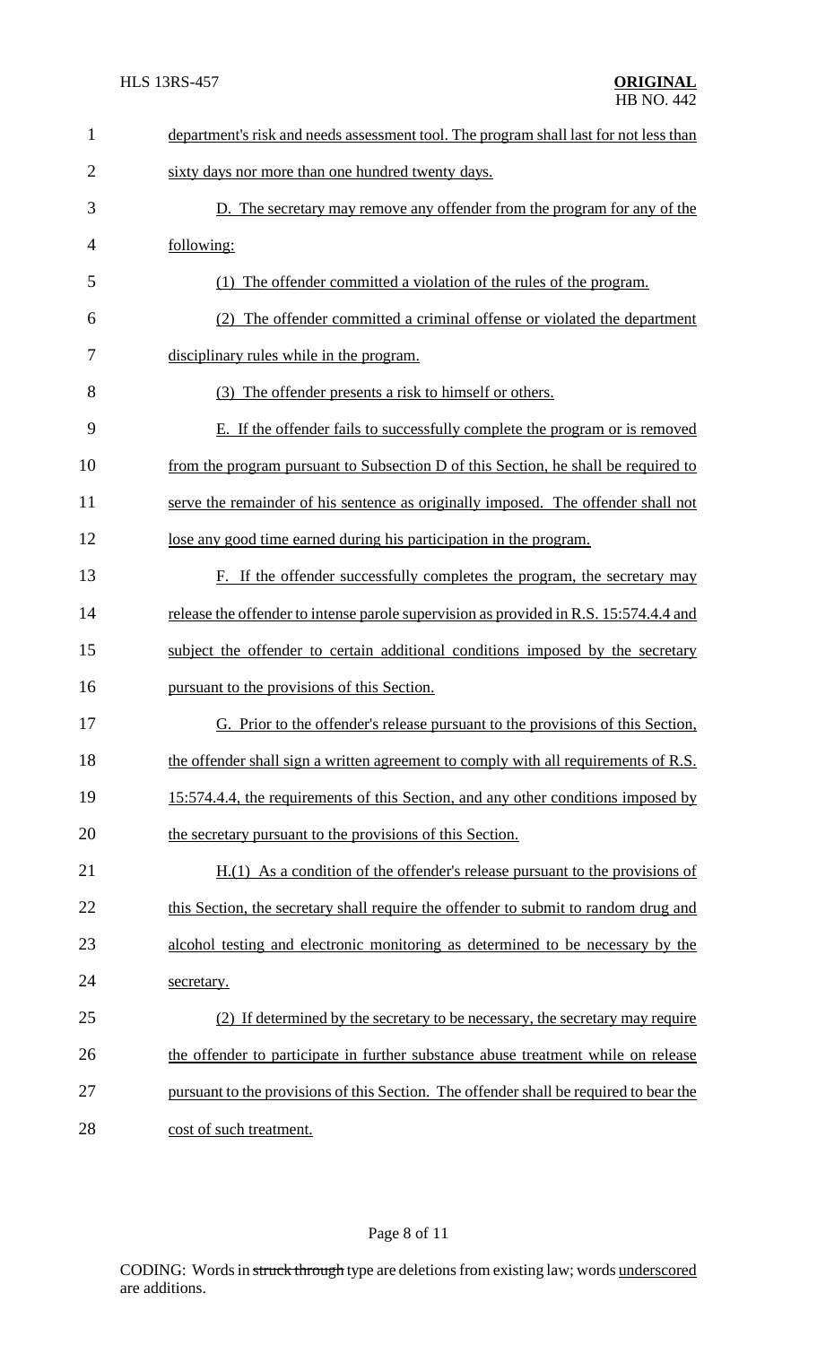department's risk and needs assessment tool. The program shall last for not less than sixty days nor more than one hundred twenty days.

D. The secretary may remove any offender from the program for any of the following:

(1) The offender committed a violation of the rules of the program.

(2) The offender committed a criminal offense or violated the department disciplinary rules while in the program.

(3) The offender presents a risk to himself or others.

E. If the offender fails to successfully complete the program or is removed from the program pursuant to Subsection D of this Section, he shall be required to serve the remainder of his sentence as originally imposed. The offender shall not lose any good time earned during his participation in the program.

F. If the offender successfully completes the program, the secretary may release the offender to intense parole supervision as provided in R.S. 15:574.4.4 and subject the offender to certain additional conditions imposed by the secretary pursuant to the provisions of this Section.

G. Prior to the offender's release pursuant to the provisions of this Section, the offender shall sign a written agreement to comply with all requirements of R.S. 15:574.4.4, the requirements of this Section, and any other conditions imposed by the secretary pursuant to the provisions of this Section.

H.(1) As a condition of the offender's release pursuant to the provisions of this Section, the secretary shall require the offender to submit to random drug and alcohol testing and electronic monitoring as determined to be necessary by the secretary.

(2) If determined by the secretary to be necessary, the secretary may require the offender to participate in further substance abuse treatment while on release pursuant to the provisions of this Section. The offender shall be required to bear the cost of such treatment.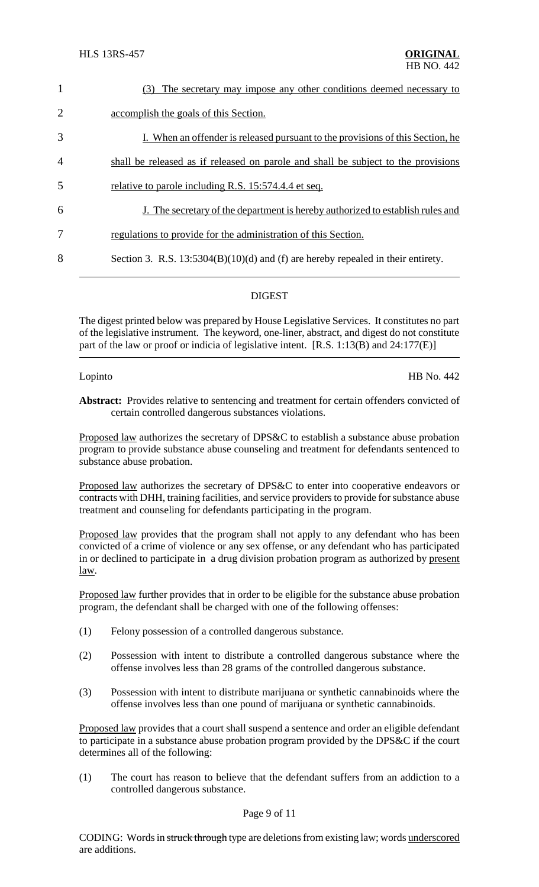(3) <u>The secretary may impose any other conditions deemed necessary to accomplish the goals of this Section.</u>

<u>I. When an offender is released pursuant to the provisions of this Section, he shall be released as if released on parole and shall be subject to the provisions relative to parole including R.S. 15:574.4.4 et seq.</u>

<u>J. The secretary of the department is hereby authorized to establish rules and regulations to provide for the administration of this Section.</u>

Section 3. R.S. 13:5304(B)(10)(d) and (f) are hereby repealed in their entirety.

## DIGEST

The digest printed below was prepared by House Legislative Services. It constitutes no part of the legislative instrument. The keyword, one-liner, abstract, and digest do not constitute part of the law or proof or indicia of legislative intent. [R.S. 1:13(B) and 24:177(E)]

Lopinto HB No. 442

**Abstract:** Provides relative to sentencing and treatment for certain offenders convicted of certain controlled dangerous substances violations.

<u>Proposed law</u> authorizes the secretary of DPS&C to establish a substance abuse probation program to provide substance abuse counseling and treatment for defendants sentenced to substance abuse probation.

<u>Proposed law</u> authorizes the secretary of DPS&C to enter into cooperative endeavors or contracts with DHH, training facilities, and service providers to provide for substance abuse treatment and counseling for defendants participating in the program.

<u>Proposed law</u> provides that the program shall not apply to any defendant who has been convicted of a crime of violence or any sex offense, or any defendant who has participated in or declined to participate in a drug division probation program as authorized by <u>present law</u>.

<u>Proposed law</u> further provides that in order to be eligible for the substance abuse probation program, the defendant shall be charged with one of the following offenses:

(1) Felony possession of a controlled dangerous substance.

(2) Possession with intent to distribute a controlled dangerous substance where the offense involves less than 28 grams of the controlled dangerous substance.

(3) Possession with intent to distribute marijuana or synthetic cannabinoids where the offense involves less than one pound of marijuana or synthetic cannabinoids.

<u>Proposed law</u> provides that a court shall suspend a sentence and order an eligible defendant to participate in a substance abuse probation program provided by the DPS&C if the court determines all of the following:

(1) The court has reason to believe that the defendant suffers from an addiction to a controlled dangerous substance.

CODING: Words in ~~struck through~~ type are deletions from existing law; words <u>underscored</u> are additions.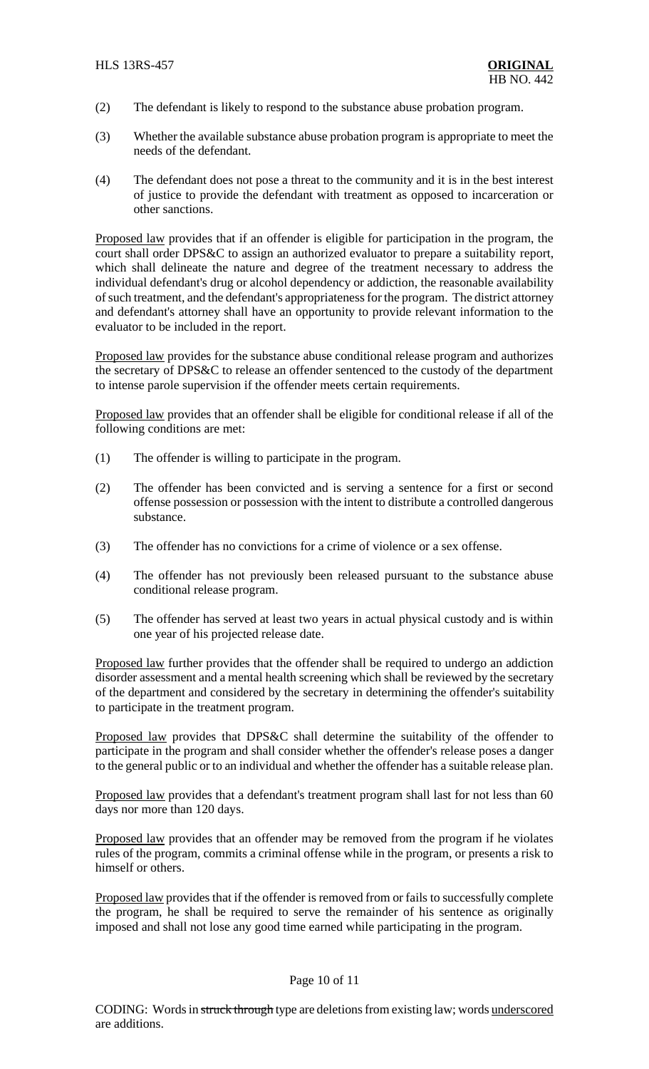(2) The defendant is likely to respond to the substance abuse probation program.

(3) Whether the available substance abuse probation program is appropriate to meet the needs of the defendant.

(4) The defendant does not pose a threat to the community and it is in the best interest of justice to provide the defendant with treatment as opposed to incarceration or other sanctions.

Proposed law provides that if an offender is eligible for participation in the program, the court shall order DPS&C to assign an authorized evaluator to prepare a suitability report, which shall delineate the nature and degree of the treatment necessary to address the individual defendant's drug or alcohol dependency or addiction, the reasonable availability of such treatment, and the defendant's appropriateness for the program. The district attorney and defendant's attorney shall have an opportunity to provide relevant information to the evaluator to be included in the report.

Proposed law provides for the substance abuse conditional release program and authorizes the secretary of DPS&C to release an offender sentenced to the custody of the department to intense parole supervision if the offender meets certain requirements.

Proposed law provides that an offender shall be eligible for conditional release if all of the following conditions are met:

(1) The offender is willing to participate in the program.

(2) The offender has been convicted and is serving a sentence for a first or second offense possession or possession with the intent to distribute a controlled dangerous substance.

(3) The offender has no convictions for a crime of violence or a sex offense.

(4) The offender has not previously been released pursuant to the substance abuse conditional release program.

(5) The offender has served at least two years in actual physical custody and is within one year of his projected release date.

Proposed law further provides that the offender shall be required to undergo an addiction disorder assessment and a mental health screening which shall be reviewed by the secretary of the department and considered by the secretary in determining the offender's suitability to participate in the treatment program.

Proposed law provides that DPS&C shall determine the suitability of the offender to participate in the program and shall consider whether the offender's release poses a danger to the general public or to an individual and whether the offender has a suitable release plan.

Proposed law provides that a defendant's treatment program shall last for not less than 60 days nor more than 120 days.

Proposed law provides that an offender may be removed from the program if he violates rules of the program, commits a criminal offense while in the program, or presents a risk to himself or others.

Proposed law provides that if the offender is removed from or fails to successfully complete the program, he shall be required to serve the remainder of his sentence as originally imposed and shall not lose any good time earned while participating in the program.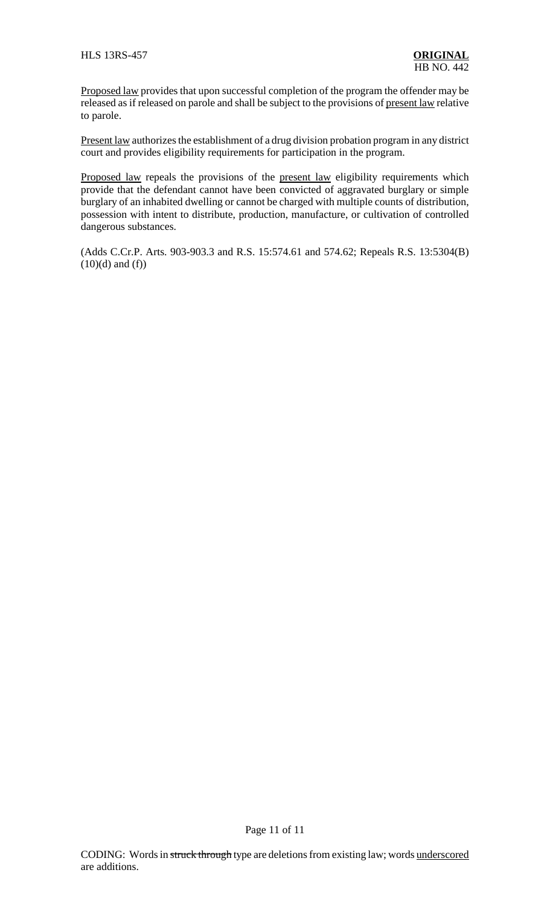Proposed law provides that upon successful completion of the program the offender may be released as if released on parole and shall be subject to the provisions of present law relative to parole.

Present law authorizes the establishment of a drug division probation program in any district court and provides eligibility requirements for participation in the program.

Proposed law repeals the provisions of the present law eligibility requirements which provide that the defendant cannot have been convicted of aggravated burglary or simple burglary of an inhabited dwelling or cannot be charged with multiple counts of distribution, possession with intent to distribute, production, manufacture, or cultivation of controlled dangerous substances.

(Adds C.Cr.P. Arts. 903-903.3 and R.S. 15:574.61 and 574.62; Repeals R.S. 13:5304(B)(10)(d) and (f))

CODING: Words in ~~struck through~~ type are deletions from existing law; words <u>underscored</u> are additions.